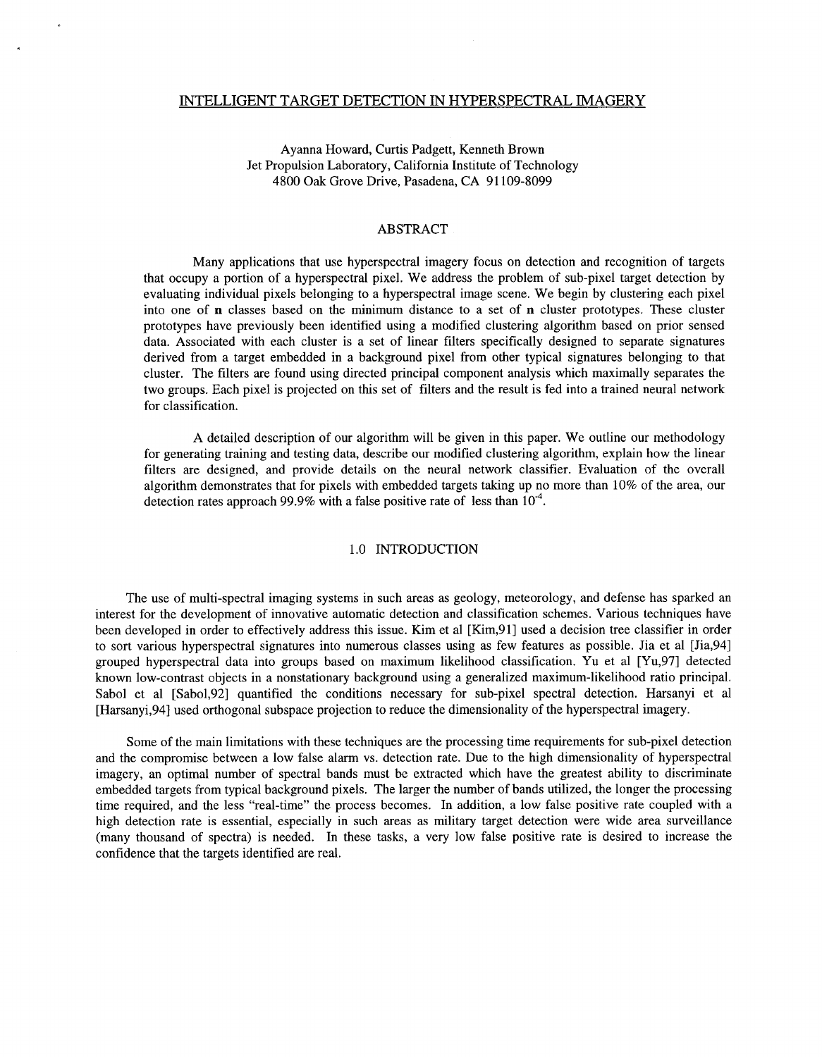# INTELLIGENT TARGET DETECTION IN HYPERSPECTRAL IMAGERY

Ayanna Howard, Curtis Padgett, Kenneth Brown
Jet Propulsion Laboratory, California Institute of Technology
4800 Oak Grove Drive, Pasadena, CA 91109-8099

## ABSTRACT

Many applications that use hyperspectral imagery focus on detection and recognition of targets that occupy a portion of a hyperspectral pixel. We address the problem of sub-pixel target detection by evaluating individual pixels belonging to a hyperspectral image scene. We begin by clustering each pixel into one of **n** classes based on the minimum distance to a set of **n** cluster prototypes. These cluster prototypes have previously been identified using a modified clustering algorithm based on prior sensed data. Associated with each cluster is a set of linear filters specifically designed to separate signatures derived from a target embedded in a background pixel from other typical signatures belonging to that cluster. The filters are found using directed principal component analysis which maximally separates the two groups. Each pixel is projected on this set of filters and the result is fed into a trained neural network for classification.

A detailed description of our algorithm will be given in this paper. We outline our methodology for generating training and testing data, describe our modified clustering algorithm, explain how the linear filters are designed, and provide details on the neural network classifier. Evaluation of the overall algorithm demonstrates that for pixels with embedded targets taking up no more than 10% of the area, our detection rates approach 99.9% with a false positive rate of less than $10^{-4}$.

## 1.0 INTRODUCTION

The use of multi-spectral imaging systems in such areas as geology, meteorology, and defense has sparked an interest for the development of innovative automatic detection and classification schemes. Various techniques have been developed in order to effectively address this issue. Kim et al [Kim,91] used a decision tree classifier in order to sort various hyperspectral signatures into numerous classes using as few features as possible. Jia et al [Jia,94] grouped hyperspectral data into groups based on maximum likelihood classification. Yu et al [Yu,97] detected known low-contrast objects in a nonstationary background using a generalized maximum-likelihood ratio principal. Sabol et al [Sabol,92] quantified the conditions necessary for sub-pixel spectral detection. Harsanyi et al [Harsanyi,94] used orthogonal subspace projection to reduce the dimensionality of the hyperspectral imagery.

Some of the main limitations with these techniques are the processing time requirements for sub-pixel detection and the compromise between a low false alarm vs. detection rate. Due to the high dimensionality of hyperspectral imagery, an optimal number of spectral bands must be extracted which have the greatest ability to discriminate embedded targets from typical background pixels. The larger the number of bands utilized, the longer the processing time required, and the less "real-time" the process becomes. In addition, a low false positive rate coupled with a high detection rate is essential, especially in such areas as military target detection were wide area surveillance (many thousand of spectra) is needed. In these tasks, a very low false positive rate is desired to increase the confidence that the targets identified are real.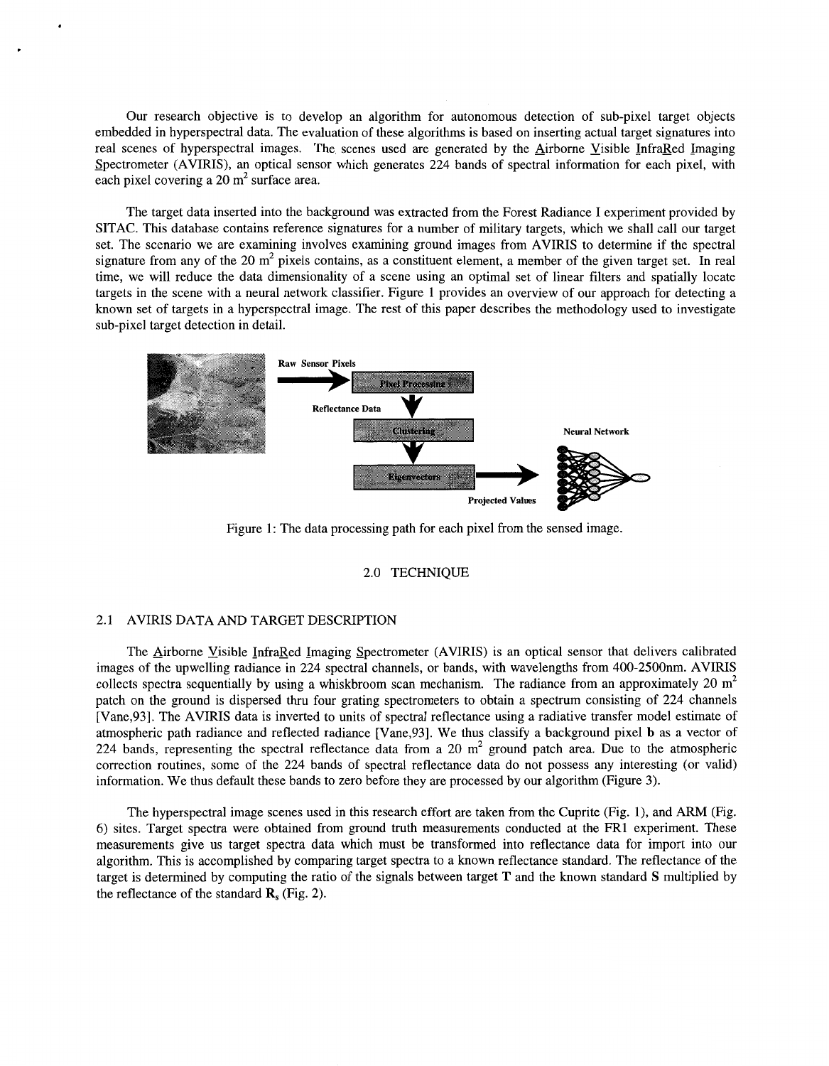Our research objective is to develop an algorithm for autonomous detection of sub-pixel target objects embedded in hyperspectral data. The evaluation of these algorithms is based on inserting actual target signatures into real scenes of hyperspectral images. The scenes used are generated by the Airborne Visible InfraRed Imaging Spectrometer (AVIRIS), an optical sensor which generates 224 bands of spectral information for each pixel, with each pixel covering a 20 $m^2$ surface area.

The target data inserted into the background was extracted from the Forest Radiance I experiment provided by SITAC. This database contains reference signatures for a number of military targets, which we shall call our target set. The scenario we are examining involves examining ground images from AVIRIS to determine if the spectral signature from any of the 20 $m^2$ pixels contains, as a constituent element, a member of the given target set. In real time, we will reduce the data dimensionality of a scene using an optimal set of linear filters and spatially locate targets in the scene with a neural network classifier. Figure 1 provides an overview of our approach for detecting a known set of targets in a hyperspectral image. The rest of this paper describes the methodology used to investigate sub-pixel target detection in detail.

Raw Sensor Pixels → Pixel Processing → Reflectance Data → Clustering → Eigenvectors → Projected Values → Neural Network

Figure 1: The data processing path for each pixel from the sensed image.

## 2.0 TECHNIQUE

### 2.1 AVIRIS DATA AND TARGET DESCRIPTION

The Airborne Visible InfraRed Imaging Spectrometer (AVIRIS) is an optical sensor that delivers calibrated images of the upwelling radiance in 224 spectral channels, or bands, with wavelengths from 400-2500nm. AVIRIS collects spectra sequentially by using a whiskbroom scan mechanism. The radiance from an approximately 20 $m^2$ patch on the ground is dispersed thru four grating spectrometers to obtain a spectrum consisting of 224 channels [Vane,93]. The AVIRIS data is inverted to units of spectral reflectance using a radiative transfer model estimate of atmospheric path radiance and reflected radiance [Vane,93]. We thus classify a background pixel $\mathbf{b}$ as a vector of 224 bands, representing the spectral reflectance data from a 20 $m^2$ ground patch area. Due to the atmospheric correction routines, some of the 224 bands of spectral reflectance data do not possess any interesting (or valid) information. We thus default these bands to zero before they are processed by our algorithm (Figure 3).

The hyperspectral image scenes used in this research effort are taken from the Cuprite (Fig. 1), and ARM (Fig. 6) sites. Target spectra were obtained from ground truth measurements conducted at the FR1 experiment. These measurements give us target spectra data which must be transformed into reflectance data for import into our algorithm. This is accomplished by comparing target spectra to a known reflectance standard. The reflectance of the target is determined by computing the ratio of the signals between target $\mathbf{T}$ and the known standard $\mathbf{S}$ multiplied by the reflectance of the standard $\mathbf{R}_s$ (Fig. 2).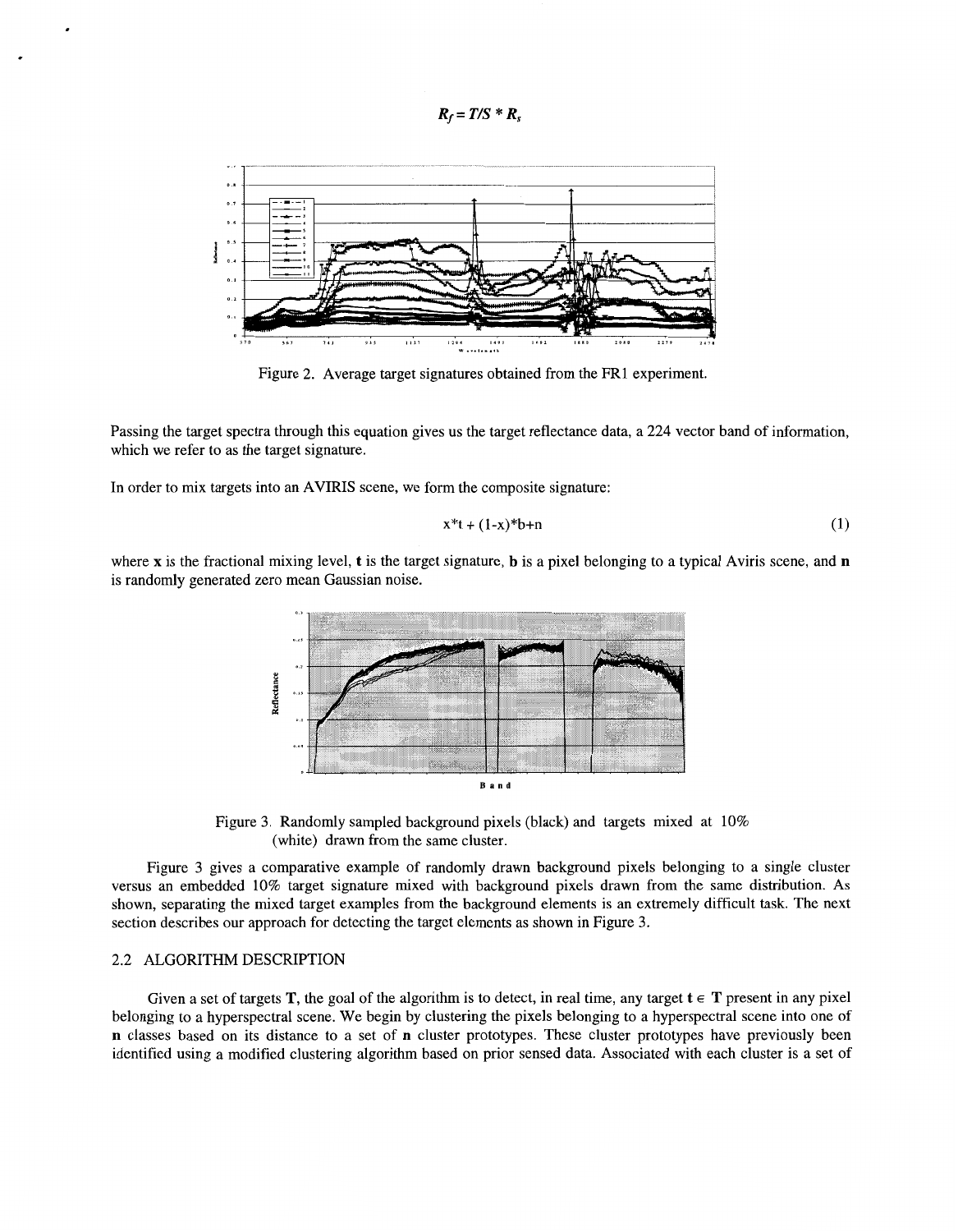$$R_f = T/S * R_s$$

Figure 2. Average target signatures obtained from the FR1 experiment.

Passing the target spectra through this equation gives us the target reflectance data, a 224 vector band of information, which we refer to as the target signature.

In order to mix targets into an AVIRIS scene, we form the composite signature:

$$x*t + (1-x)*b+n \tag{1}$$

where **x** is the fractional mixing level, **t** is the target signature, **b** is a pixel belonging to a typical Aviris scene, and **n** is randomly generated zero mean Gaussian noise.

Figure 3. Randomly sampled background pixels (black) and targets mixed at 10% (white) drawn from the same cluster.

Figure 3 gives a comparative example of randomly drawn background pixels belonging to a single cluster versus an embedded 10% target signature mixed with background pixels drawn from the same distribution. As shown, separating the mixed target examples from the background elements is an extremely difficult task. The next section describes our approach for detecting the target elements as shown in Figure 3.

## 2.2 ALGORITHM DESCRIPTION

Given a set of targets **T**, the goal of the algorithm is to detect, in real time, any target $\mathbf{t} \in \mathbf{T}$ present in any pixel belonging to a hyperspectral scene. We begin by clustering the pixels belonging to a hyperspectral scene into one of **n** classes based on its distance to a set of **n** cluster prototypes. These cluster prototypes have previously been identified using a modified clustering algorithm based on prior sensed data. Associated with each cluster is a set of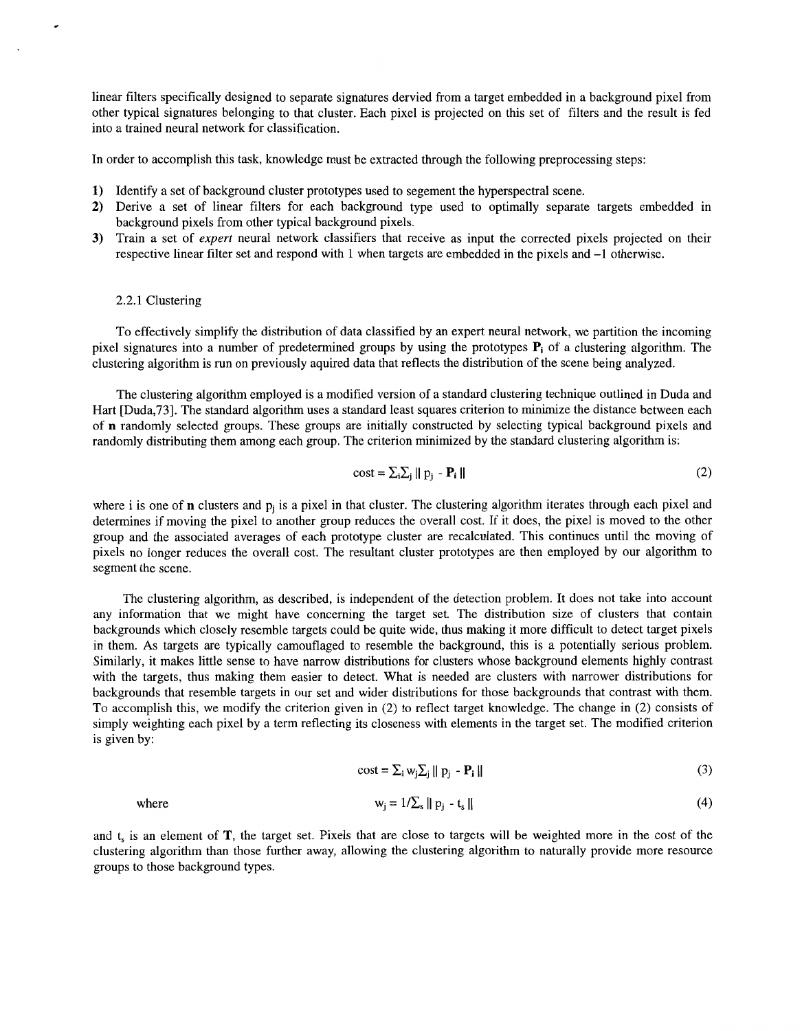linear filters specifically designed to separate signatures dervied from a target embedded in a background pixel from other typical signatures belonging to that cluster. Each pixel is projected on this set of filters and the result is fed into a trained neural network for classification.

In order to accomplish this task, knowledge must be extracted through the following preprocessing steps:

1) Identify a set of background cluster prototypes used to segement the hyperspectral scene.
2) Derive a set of linear filters for each background type used to optimally separate targets embedded in background pixels from other typical background pixels.
3) Train a set of *expert* neural network classifiers that receive as input the corrected pixels projected on their respective linear filter set and respond with 1 when targets are embedded in the pixels and –1 otherwise.

### 2.2.1 Clustering

To effectively simplify the distribution of data classified by an expert neural network, we partition the incoming pixel signatures into a number of predetermined groups by using the prototypes $\mathbf{P}_i$ of a clustering algorithm. The clustering algorithm is run on previously aquired data that reflects the distribution of the scene being analyzed.

The clustering algorithm employed is a modified version of a standard clustering technique outlined in Duda and Hart [Duda,73]. The standard algorithm uses a standard least squares criterion to minimize the distance between each of $\mathbf{n}$ randomly selected groups. These groups are initially constructed by selecting typical background pixels and randomly distributing them among each group. The criterion minimized by the standard clustering algorithm is:

$$\text{cost} = \Sigma_i \Sigma_j \| p_j - \mathbf{P}_i \| \tag{2}$$

where i is one of $\mathbf{n}$ clusters and $p_j$ is a pixel in that cluster. The clustering algorithm iterates through each pixel and determines if moving the pixel to another group reduces the overall cost. If it does, the pixel is moved to the other group and the associated averages of each prototype cluster are recalculated. This continues until the moving of pixels no longer reduces the overall cost. The resultant cluster prototypes are then employed by our algorithm to segment the scene.

The clustering algorithm, as described, is independent of the detection problem. It does not take into account any information that we might have concerning the target set. The distribution size of clusters that contain backgrounds which closely resemble targets could be quite wide, thus making it more difficult to detect target pixels in them. As targets are typically camouflaged to resemble the background, this is a potentially serious problem. Similarly, it makes little sense to have narrow distributions for clusters whose background elements highly contrast with the targets, thus making them easier to detect. What is needed are clusters with narrower distributions for backgrounds that resemble targets in our set and wider distributions for those backgrounds that contrast with them. To accomplish this, we modify the criterion given in (2) to reflect target knowledge. The change in (2) consists of simply weighting each pixel by a term reflecting its closeness with elements in the target set. The modified criterion is given by:

$$\text{cost} = \Sigma_i w_j \Sigma_j \| p_j - \mathbf{P}_i \| \tag{3}$$

where

$$w_j = 1/\Sigma_s \| p_j - t_s \| \tag{4}$$

and $t_s$ is an element of $\mathbf{T}$, the target set. Pixels that are close to targets will be weighted more in the cost of the clustering algorithm than those further away, allowing the clustering algorithm to naturally provide more resource groups to those background types.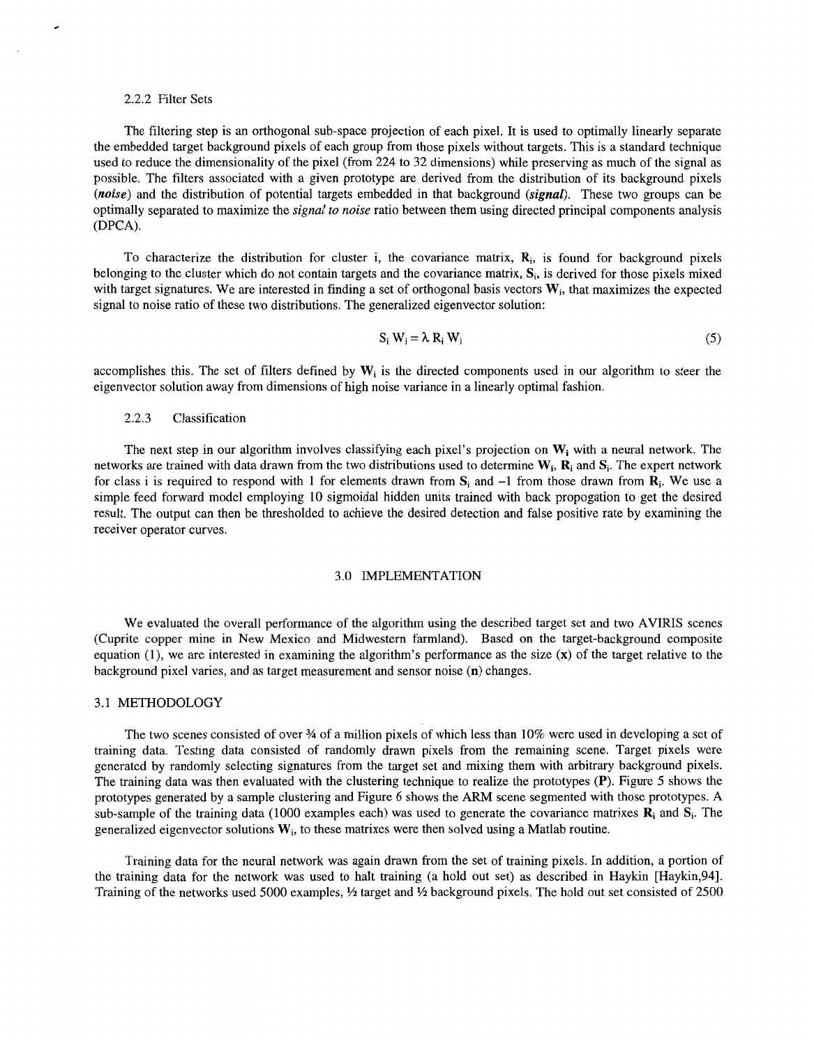### 2.2.2 Filter Sets

The filtering step is an orthogonal sub-space projection of each pixel. It is used to optimally linearly separate the embedded target background pixels of each group from those pixels without targets. This is a standard technique used to reduce the dimensionality of the pixel (from 224 to 32 dimensions) while preserving as much of the signal as possible. The filters associated with a given prototype are derived from the distribution of its background pixels (***noise***) and the distribution of potential targets embedded in that background (***signal***). These two groups can be optimally separated to maximize the *signal to noise* ratio between them using directed principal components analysis (DPCA).

To characterize the distribution for cluster i, the covariance matrix, $\mathbf{R}_i$, is found for background pixels belonging to the cluster which do not contain targets and the covariance matrix, $\mathbf{S}_i$, is derived for those pixels mixed with target signatures. We are interested in finding a set of orthogonal basis vectors $\mathbf{W}_i$, that maximizes the expected signal to noise ratio of these two distributions. The generalized eigenvector solution:

$$S_i W_i = \lambda R_i W_i \tag{5}$$

accomplishes this. The set of filters defined by $\mathbf{W}_i$ is the directed components used in our algorithm to steer the eigenvector solution away from dimensions of high noise variance in a linearly optimal fashion.

### 2.2.3 Classification

The next step in our algorithm involves classifying each pixel's projection on $\mathbf{W}_i$ with a neural network. The networks are trained with data drawn from the two distributions used to determine $\mathbf{W}_i$, $\mathbf{R}_i$ and $\mathbf{S}_i$. The expert network for class i is required to respond with 1 for elements drawn from $\mathbf{S}_i$ and –1 from those drawn from $\mathbf{R}_i$. We use a simple feed forward model employing 10 sigmoidal hidden units trained with back propogation to get the desired result. The output can then be thresholded to achieve the desired detection and false positive rate by examining the receiver operator curves.

## 3.0 IMPLEMENTATION

We evaluated the overall performance of the algorithm using the described target set and two AVIRIS scenes (Cuprite copper mine in New Mexico and Midwestern farmland). Based on the target-background composite equation (1), we are interested in examining the algorithm's performance as the size (**x**) of the target relative to the background pixel varies, and as target measurement and sensor noise (**n**) changes.

### 3.1 METHODOLOGY

The two scenes consisted of over ¾ of a million pixels of which less than 10% were used in developing a set of training data. Testing data consisted of randomly drawn pixels from the remaining scene. Target pixels were generated by randomly selecting signatures from the target set and mixing them with arbitrary background pixels. The training data was then evaluated with the clustering technique to realize the prototypes (**P**). Figure 5 shows the prototypes generated by a sample clustering and Figure 6 shows the ARM scene segmented with those prototypes. A sub-sample of the training data (1000 examples each) was used to generate the covariance matrixes $\mathbf{R}_i$ and $\mathbf{S}_i$. The generalized eigenvector solutions $\mathbf{W}_i$, to these matrixes were then solved using a Matlab routine.

Training data for the neural network was again drawn from the set of training pixels. In addition, a portion of the training data for the network was used to halt training (a hold out set) as described in Haykin [Haykin,94]. Training of the networks used 5000 examples, ½ target and ½ background pixels. The hold out set consisted of 2500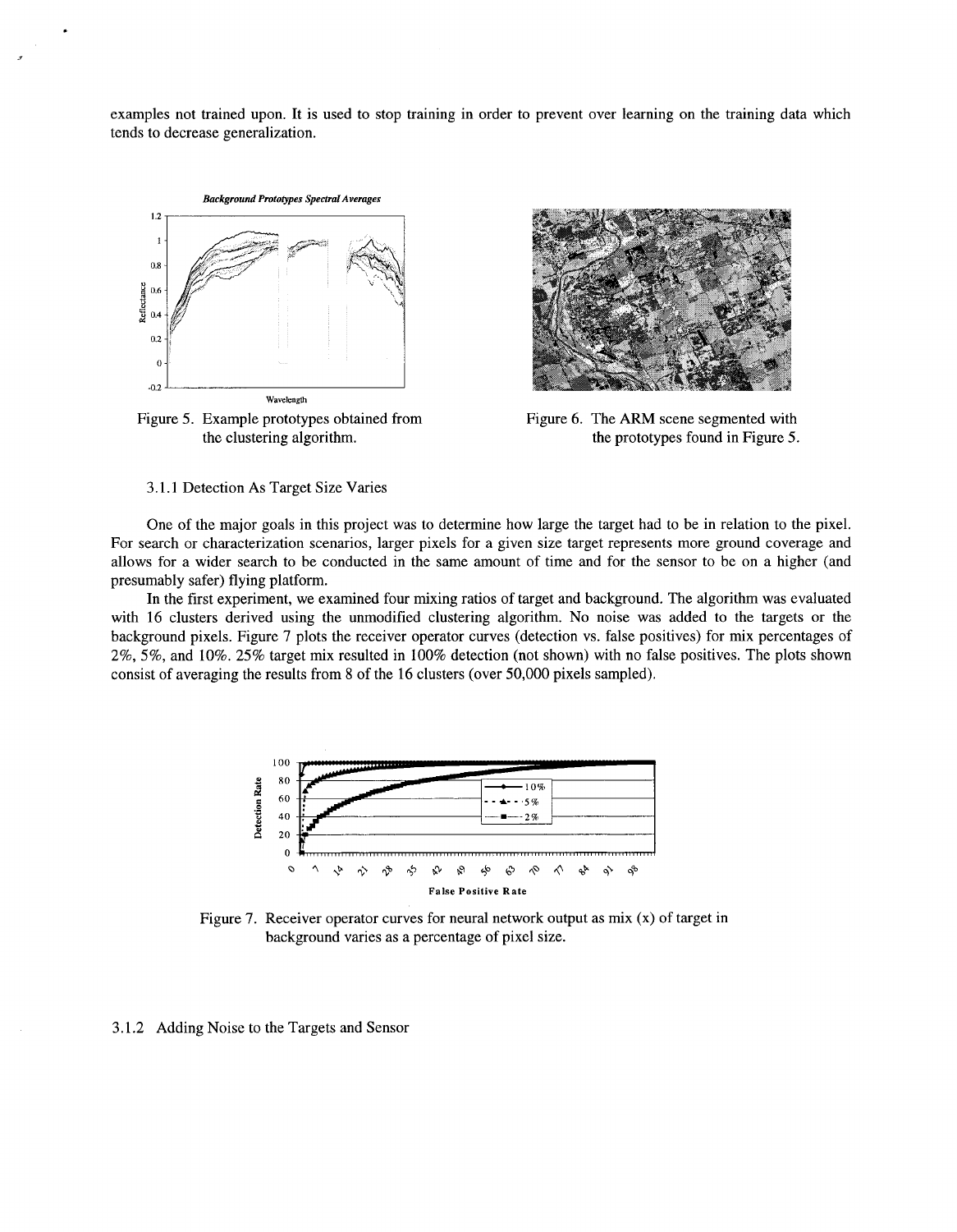examples not trained upon. It is used to stop training in order to prevent over learning on the training data which tends to decrease generalization.

Figure 5. Example prototypes obtained from the clustering algorithm.

Figure 6. The ARM scene segmented with the prototypes found in Figure 5.

3.1.1 Detection As Target Size Varies

One of the major goals in this project was to determine how large the target had to be in relation to the pixel. For search or characterization scenarios, larger pixels for a given size target represents more ground coverage and allows for a wider search to be conducted in the same amount of time and for the sensor to be on a higher (and presumably safer) flying platform.

In the first experiment, we examined four mixing ratios of target and background. The algorithm was evaluated with 16 clusters derived using the unmodified clustering algorithm. No noise was added to the targets or the background pixels. Figure 7 plots the receiver operator curves (detection vs. false positives) for mix percentages of 2%, 5%, and 10%. 25% target mix resulted in 100% detection (not shown) with no false positives. The plots shown consist of averaging the results from 8 of the 16 clusters (over 50,000 pixels sampled).

Figure 7. Receiver operator curves for neural network output as mix (x) of target in background varies as a percentage of pixel size.

3.1.2 Adding Noise to the Targets and Sensor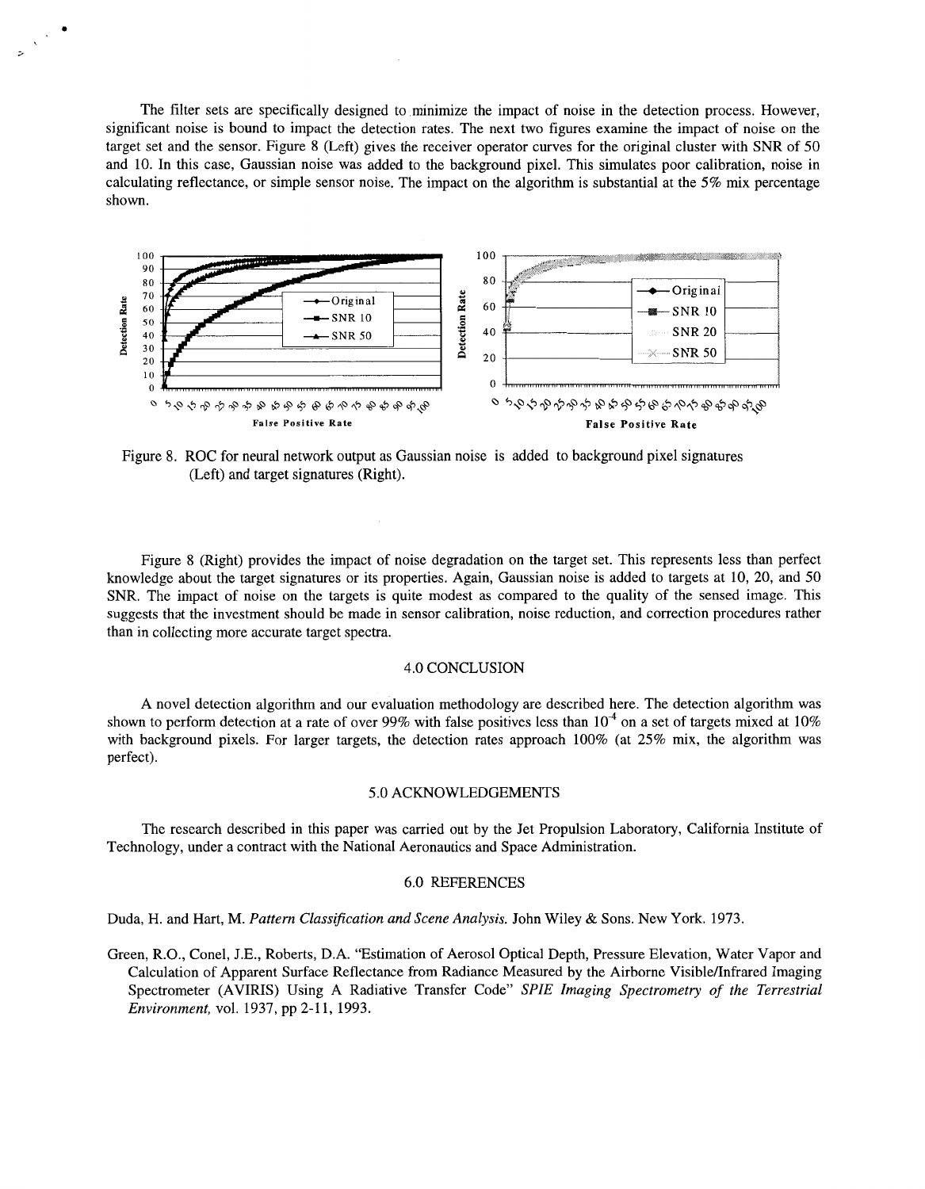The filter sets are specifically designed to minimize the impact of noise in the detection process. However, significant noise is bound to impact the detection rates. The next two figures examine the impact of noise on the target set and the sensor. Figure 8 (Left) gives the receiver operator curves for the original cluster with SNR of 50 and 10. In this case, Gaussian noise was added to the background pixel. This simulates poor calibration, noise in calculating reflectance, or simple sensor noise. The impact on the algorithm is substantial at the 5% mix percentage shown.

Figure 8. ROC for neural network output as Gaussian noise is added to background pixel signatures (Left) and target signatures (Right).

Figure 8 (Right) provides the impact of noise degradation on the target set. This represents less than perfect knowledge about the target signatures or its properties. Again, Gaussian noise is added to targets at 10, 20, and 50 SNR. The impact of noise on the targets is quite modest as compared to the quality of the sensed image. This suggests that the investment should be made in sensor calibration, noise reduction, and correction procedures rather than in collecting more accurate target spectra.

## 4.0 CONCLUSION

A novel detection algorithm and our evaluation methodology are described here. The detection algorithm was shown to perform detection at a rate of over 99% with false positives less than $10^{-4}$ on a set of targets mixed at 10% with background pixels. For larger targets, the detection rates approach 100% (at 25% mix, the algorithm was perfect).

## 5.0 ACKNOWLEDGEMENTS

The research described in this paper was carried out by the Jet Propulsion Laboratory, California Institute of Technology, under a contract with the National Aeronautics and Space Administration.

## 6.0 REFERENCES

Duda, H. and Hart, M. *Pattern Classification and Scene Analysis.* John Wiley & Sons. New York. 1973.

Green, R.O., Conel, J.E., Roberts, D.A. "Estimation of Aerosol Optical Depth, Pressure Elevation, Water Vapor and Calculation of Apparent Surface Reflectance from Radiance Measured by the Airborne Visible/Infrared Imaging Spectrometer (AVIRIS) Using A Radiative Transfer Code" *SPIE Imaging Spectrometry of the Terrestrial Environment,* vol. 1937, pp 2-11, 1993.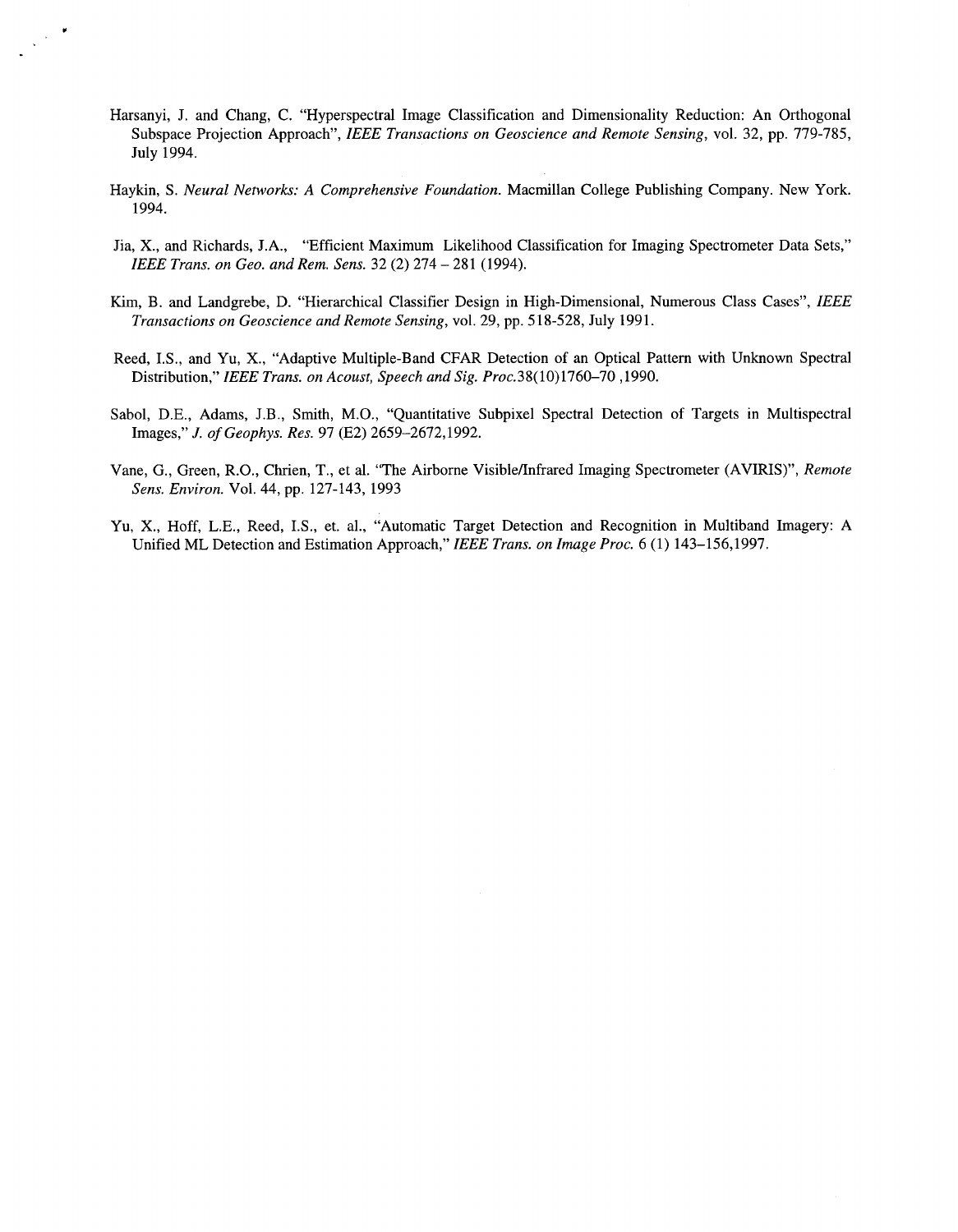Harsanyi, J. and Chang, C. "Hyperspectral Image Classification and Dimensionality Reduction: An Orthogonal Subspace Projection Approach", *IEEE Transactions on Geoscience and Remote Sensing*, vol. 32, pp. 779-785, July 1994.

Haykin, S. *Neural Networks: A Comprehensive Foundation.* Macmillan College Publishing Company. New York. 1994.

Jia, X., and Richards, J.A., "Efficient Maximum Likelihood Classification for Imaging Spectrometer Data Sets," *IEEE Trans. on Geo. and Rem. Sens.* 32 (2) 274 – 281 (1994).

Kim, B. and Landgrebe, D. "Hierarchical Classifier Design in High-Dimensional, Numerous Class Cases", *IEEE Transactions on Geoscience and Remote Sensing*, vol. 29, pp. 518-528, July 1991.

Reed, I.S., and Yu, X., "Adaptive Multiple-Band CFAR Detection of an Optical Pattern with Unknown Spectral Distribution," *IEEE Trans. on Acoust, Speech and Sig. Proc.*38(10)1760–70 ,1990.

Sabol, D.E., Adams, J.B., Smith, M.O., "Quantitative Subpixel Spectral Detection of Targets in Multispectral Images," *J. of Geophys. Res.* 97 (E2) 2659–2672,1992.

Vane, G., Green, R.O., Chrien, T., et al. "The Airborne Visible/Infrared Imaging Spectrometer (AVIRIS)", *Remote Sens. Environ.* Vol. 44, pp. 127-143, 1993

Yu, X., Hoff, L.E., Reed, I.S., et. al., "Automatic Target Detection and Recognition in Multiband Imagery: A Unified ML Detection and Estimation Approach," *IEEE Trans. on Image Proc.* 6 (1) 143–156,1997.